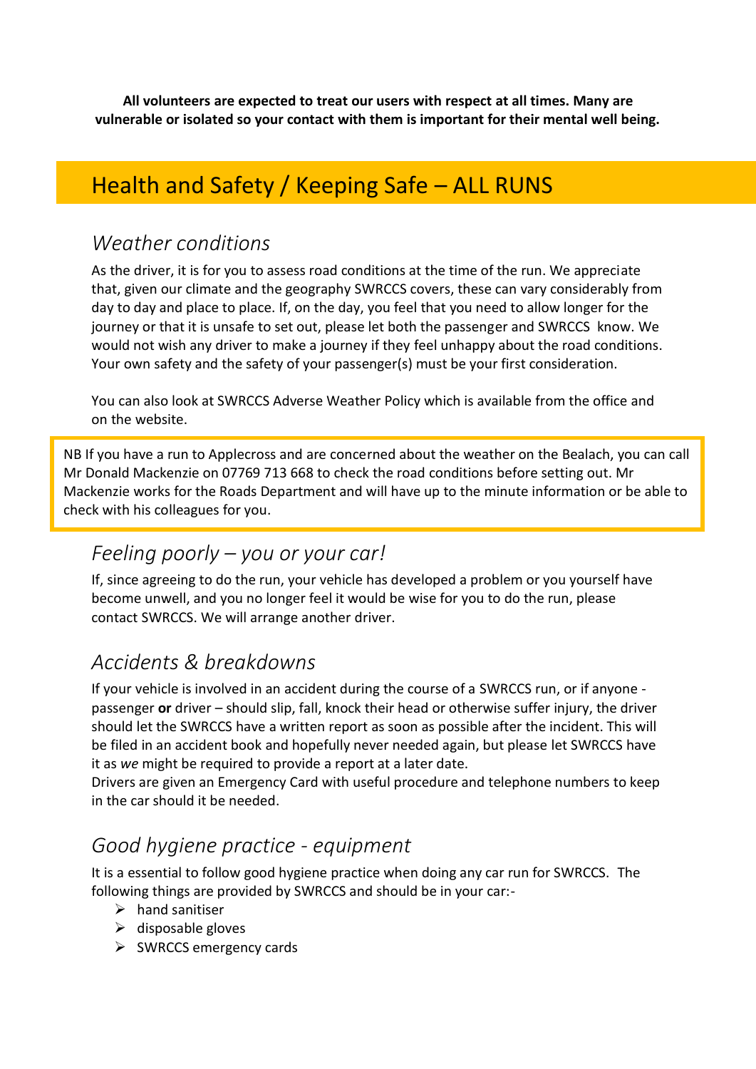**All volunteers are expected to treat our users with respect at all times. Many are vulnerable or isolated so your contact with them is important for their mental well being.**

# Health and Safety / Keeping Safe – ALL RUNS

## *Weather conditions*

As the driver, it is for you to assess road conditions at the time of the run. We appreciate that, given our climate and the geography SWRCCS covers, these can vary considerably from day to day and place to place. If, on the day, you feel that you need to allow longer for the journey or that it is unsafe to set out, please let both the passenger and SWRCCS know. We would not wish any driver to make a journey if they feel unhappy about the road conditions. Your own safety and the safety of your passenger(s) must be your first consideration.

You can also look at SWRCCS Adverse Weather Policy which is available from the office and on the website.

> NB If you have a run to Applecross and are concerned about the weather on the Bealach, you can call Mr Donald Mackenzie on 07769 713 668 to check the road conditions before setting out. Mr Mackenzie works for the Roads Department and will have up to the minute information or be able to check with his colleagues for you.

## *Feeling poorly – you or your car!*

If, since agreeing to do the run, your vehicle has developed a problem or you yourself have become unwell, and you no longer feel it would be wise for you to do the run, please contact SWRCCS. We will arrange another driver.

## *Accidents & breakdowns*

If your vehicle is involved in an accident during the course of a SWRCCS run, or if anyone - passenger **or** driver – should slip, fall, knock their head or otherwise suffer injury, the driver should let the SWRCCS have a written report as soon as possible after the incident. This will be filed in an accident book and hopefully never needed again, but please let SWRCCS have it as *we* might be required to provide a report at a later date.
Drivers are given an Emergency Card with useful procedure and telephone numbers to keep in the car should it be needed.

## *Good hygiene practice - equipment*

It is a essential to follow good hygiene practice when doing any car run for SWRCCS. The following things are provided by SWRCCS and should be in your car:-

- hand sanitiser
- disposable gloves
- SWRCCS emergency cards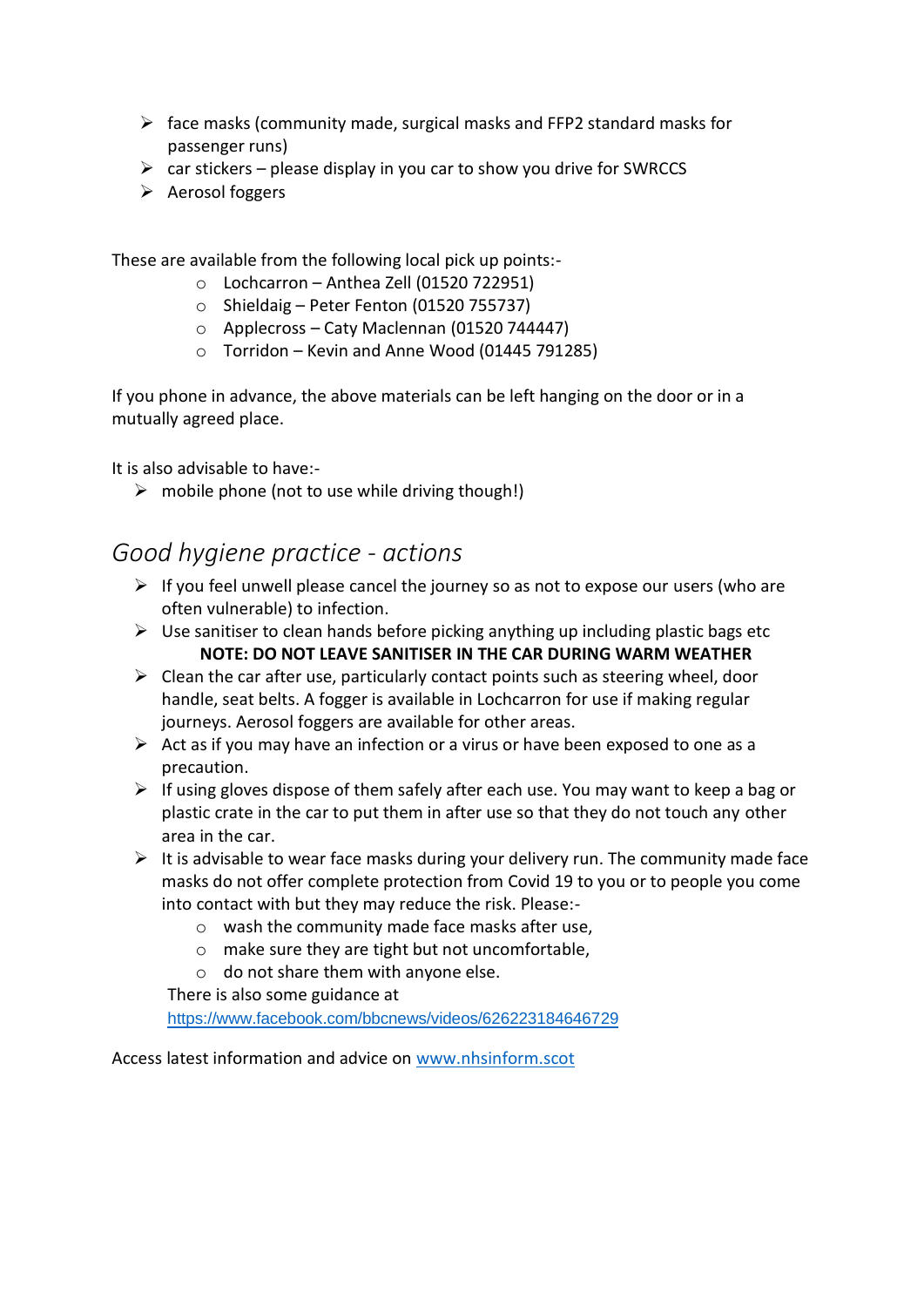- face masks (community made, surgical masks and FFP2 standard masks for passenger runs)
- car stickers – please display in you car to show you drive for SWRCCS
- Aerosol foggers

These are available from the following local pick up points:-

- Lochcarron – Anthea Zell (01520 722951)
- Shieldaig – Peter Fenton (01520 755737)
- Applecross – Caty Maclennan (01520 744447)
- Torridon – Kevin and Anne Wood (01445 791285)

If you phone in advance, the above materials can be left hanging on the door or in a mutually agreed place.

It is also advisable to have:-

- mobile phone (not to use while driving though!)

## *Good hygiene practice - actions*

- If you feel unwell please cancel the journey so as not to expose our users (who are often vulnerable) to infection.
- Use sanitiser to clean hands before picking anything up including plastic bags etc
  **NOTE: DO NOT LEAVE SANITISER IN THE CAR DURING WARM WEATHER**
- Clean the car after use, particularly contact points such as steering wheel, door handle, seat belts. A fogger is available in Lochcarron for use if making regular journeys. Aerosol foggers are available for other areas.
- Act as if you may have an infection or a virus or have been exposed to one as a precaution.
- If using gloves dispose of them safely after each use. You may want to keep a bag or plastic crate in the car to put them in after use so that they do not touch any other area in the car.
- It is advisable to wear face masks during your delivery run. The community made face masks do not offer complete protection from Covid 19 to you or to people you come into contact with but they may reduce the risk. Please:-
  - wash the community made face masks after use,
  - make sure they are tight but not uncomfortable,
  - do not share them with anyone else.

  There is also some guidance at [https://www.facebook.com/bbcnews/videos/626223184646729](https://www.facebook.com/bbcnews/videos/626223184646729)

Access latest information and advice on [www.nhsinform.scot](www.nhsinform.scot)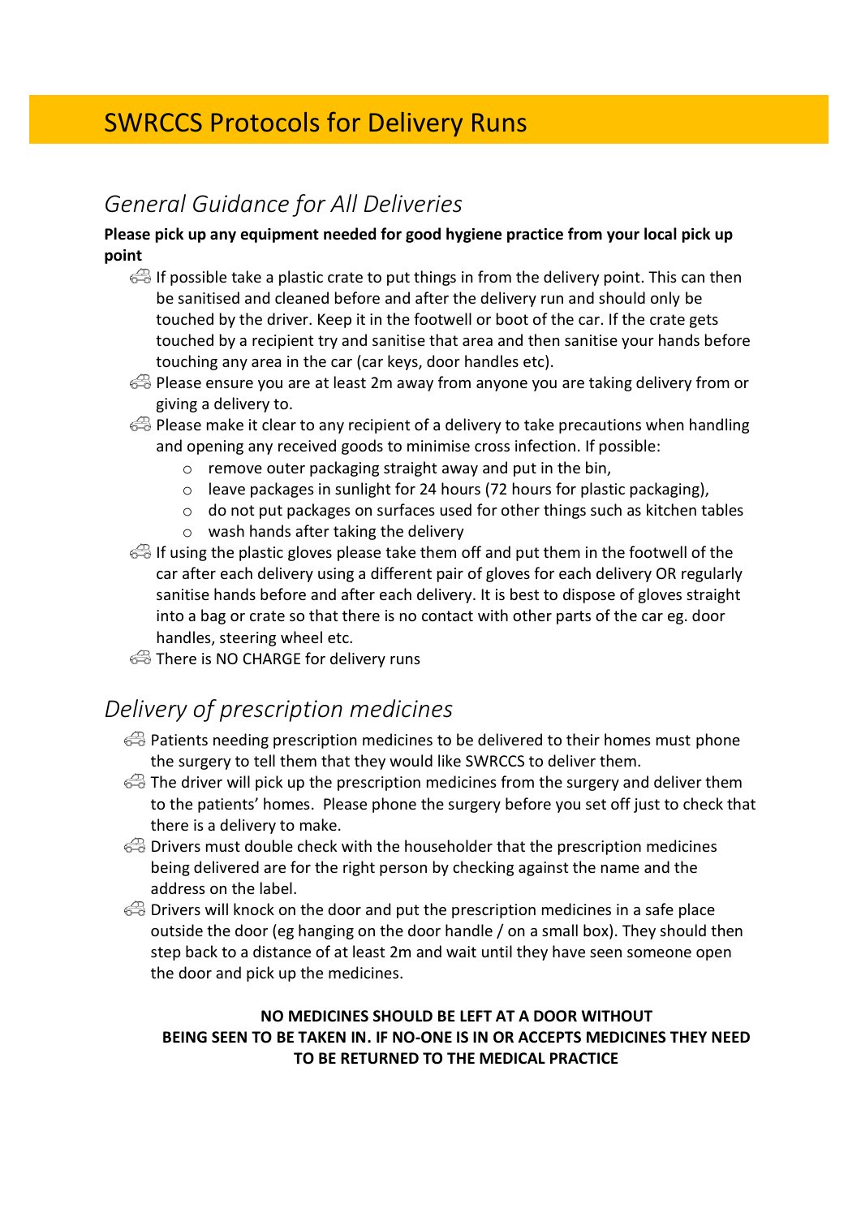# SWRCCS Protocols for Delivery Runs

## *General Guidance for All Deliveries*

**Please pick up any equipment needed for good hygiene practice from your local pick up point**

- If possible take a plastic crate to put things in from the delivery point. This can then be sanitised and cleaned before and after the delivery run and should only be touched by the driver. Keep it in the footwell or boot of the car. If the crate gets touched by a recipient try and sanitise that area and then sanitise your hands before touching any area in the car (car keys, door handles etc).
- Please ensure you are at least 2m away from anyone you are taking delivery from or giving a delivery to.
- Please make it clear to any recipient of a delivery to take precautions when handling and opening any received goods to minimise cross infection. If possible:
    - remove outer packaging straight away and put in the bin,
    - leave packages in sunlight for 24 hours (72 hours for plastic packaging),
    - do not put packages on surfaces used for other things such as kitchen tables
    - wash hands after taking the delivery
- If using the plastic gloves please take them off and put them in the footwell of the car after each delivery using a different pair of gloves for each delivery OR regularly sanitise hands before and after each delivery. It is best to dispose of gloves straight into a bag or crate so that there is no contact with other parts of the car eg. door handles, steering wheel etc.
- There is NO CHARGE for delivery runs

## *Delivery of prescription medicines*

- Patients needing prescription medicines to be delivered to their homes must phone the surgery to tell them that they would like SWRCCS to deliver them.
- The driver will pick up the prescription medicines from the surgery and deliver them to the patients' homes. Please phone the surgery before you set off just to check that there is a delivery to make.
- Drivers must double check with the householder that the prescription medicines being delivered are for the right person by checking against the name and the address on the label.
- Drivers will knock on the door and put the prescription medicines in a safe place outside the door (eg hanging on the door handle / on a small box). They should then step back to a distance of at least 2m and wait until they have seen someone open the door and pick up the medicines.

**NO MEDICINES SHOULD BE LEFT AT A DOOR WITHOUT BEING SEEN TO BE TAKEN IN. IF NO-ONE IS IN OR ACCEPTS MEDICINES THEY NEED TO BE RETURNED TO THE MEDICAL PRACTICE**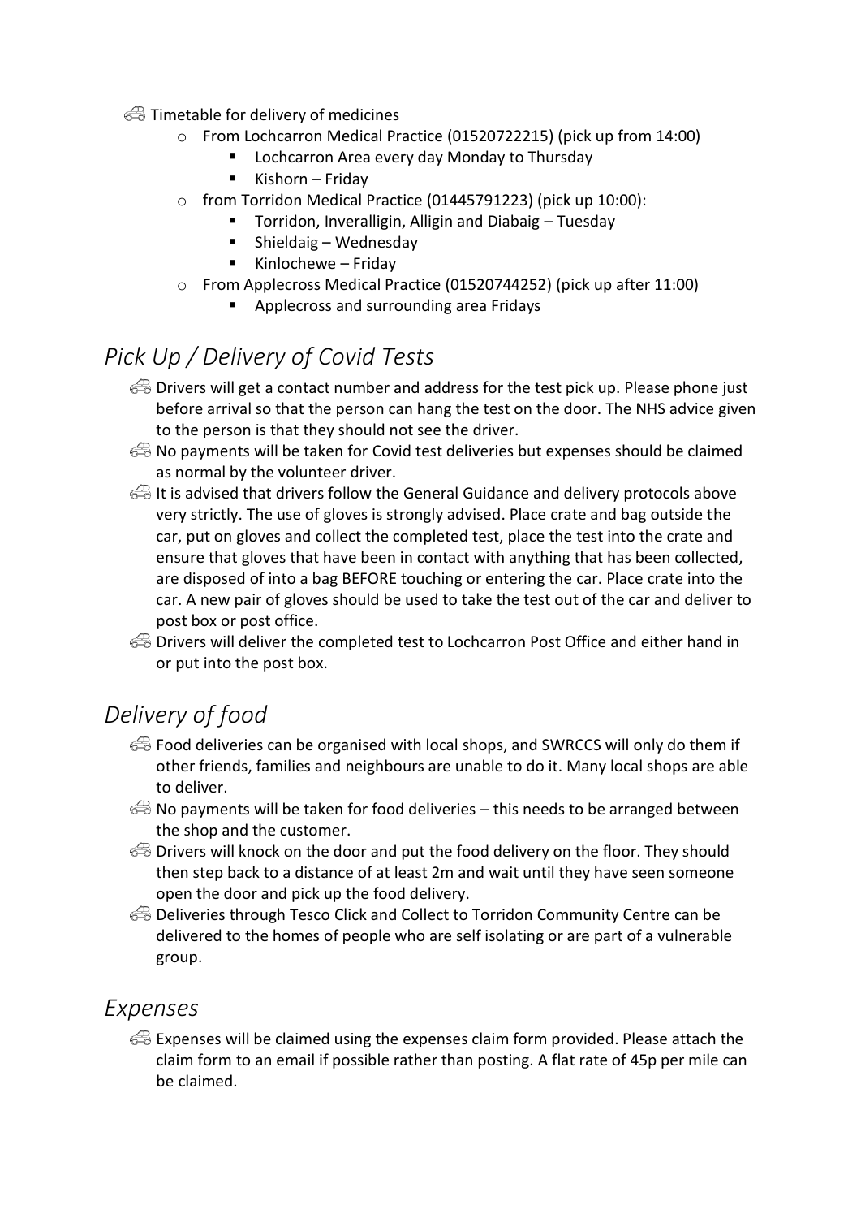- Timetable for delivery of medicines
    - From Lochcarron Medical Practice (01520722215) (pick up from 14:00)
        - Lochcarron Area every day Monday to Thursday
        - Kishorn – Friday
    - from Torridon Medical Practice (01445791223) (pick up 10:00):
        - Torridon, Inveralligin, Alligin and Diabaig – Tuesday
        - Shieldaig – Wednesday
        - Kinlochewe – Friday
    - From Applecross Medical Practice (01520744252) (pick up after 11:00)
        - Applecross and surrounding area Fridays

## *Pick Up / Delivery of Covid Tests*

- Drivers will get a contact number and address for the test pick up. Please phone just before arrival so that the person can hang the test on the door. The NHS advice given to the person is that they should not see the driver.
- No payments will be taken for Covid test deliveries but expenses should be claimed as normal by the volunteer driver.
- It is advised that drivers follow the General Guidance and delivery protocols above very strictly. The use of gloves is strongly advised. Place crate and bag outside the car, put on gloves and collect the completed test, place the test into the crate and ensure that gloves that have been in contact with anything that has been collected, are disposed of into a bag BEFORE touching or entering the car. Place crate into the car. A new pair of gloves should be used to take the test out of the car and deliver to post box or post office.
- Drivers will deliver the completed test to Lochcarron Post Office and either hand in or put into the post box.

## *Delivery of food*

- Food deliveries can be organised with local shops, and SWRCCS will only do them if other friends, families and neighbours are unable to do it. Many local shops are able to deliver.
- No payments will be taken for food deliveries – this needs to be arranged between the shop and the customer.
- Drivers will knock on the door and put the food delivery on the floor. They should then step back to a distance of at least 2m and wait until they have seen someone open the door and pick up the food delivery.
- Deliveries through Tesco Click and Collect to Torridon Community Centre can be delivered to the homes of people who are self isolating or are part of a vulnerable group.

## *Expenses*

- Expenses will be claimed using the expenses claim form provided. Please attach the claim form to an email if possible rather than posting. A flat rate of 45p per mile can be claimed.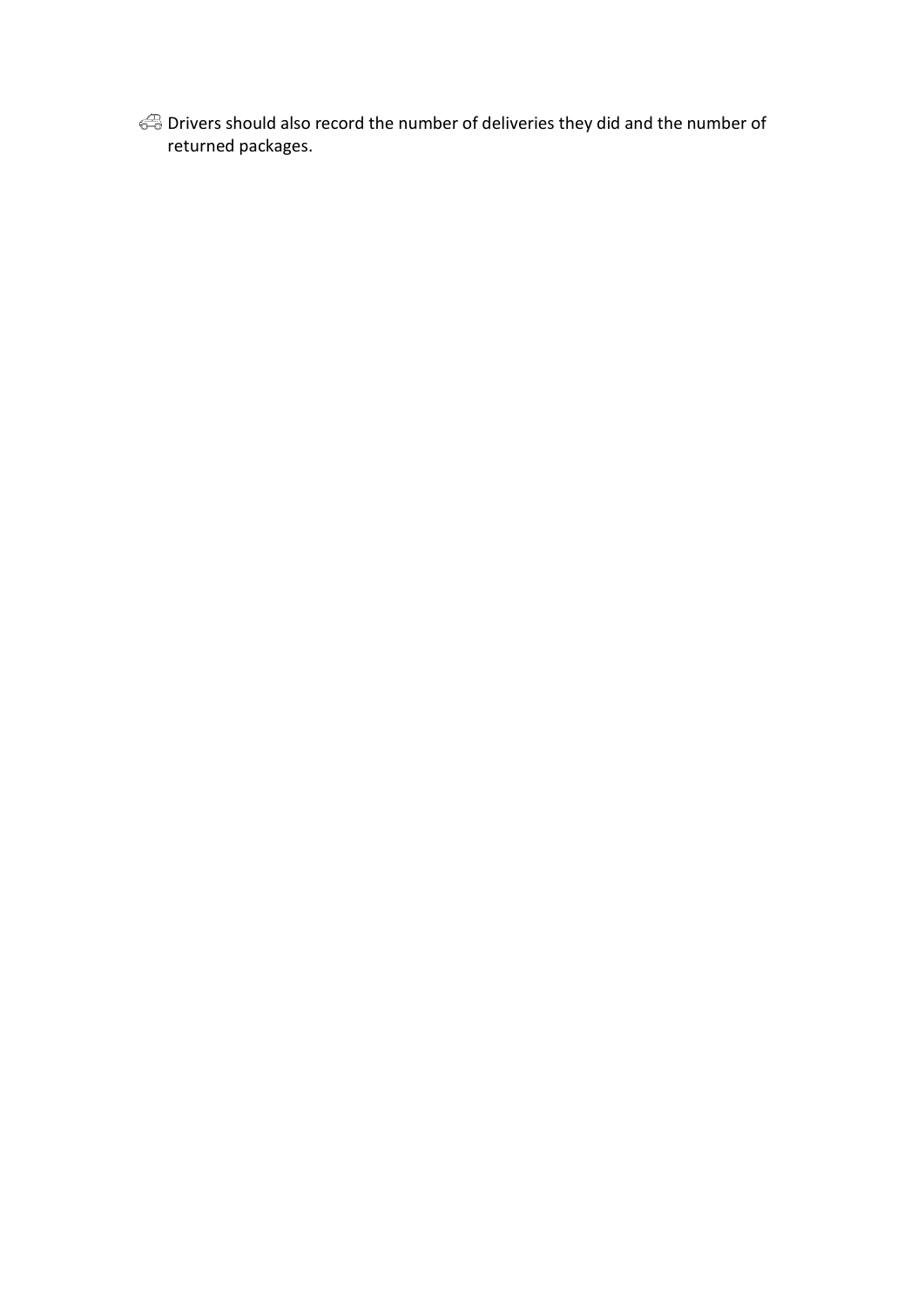🚘 Drivers should also record the number of deliveries they did and the number of returned packages.